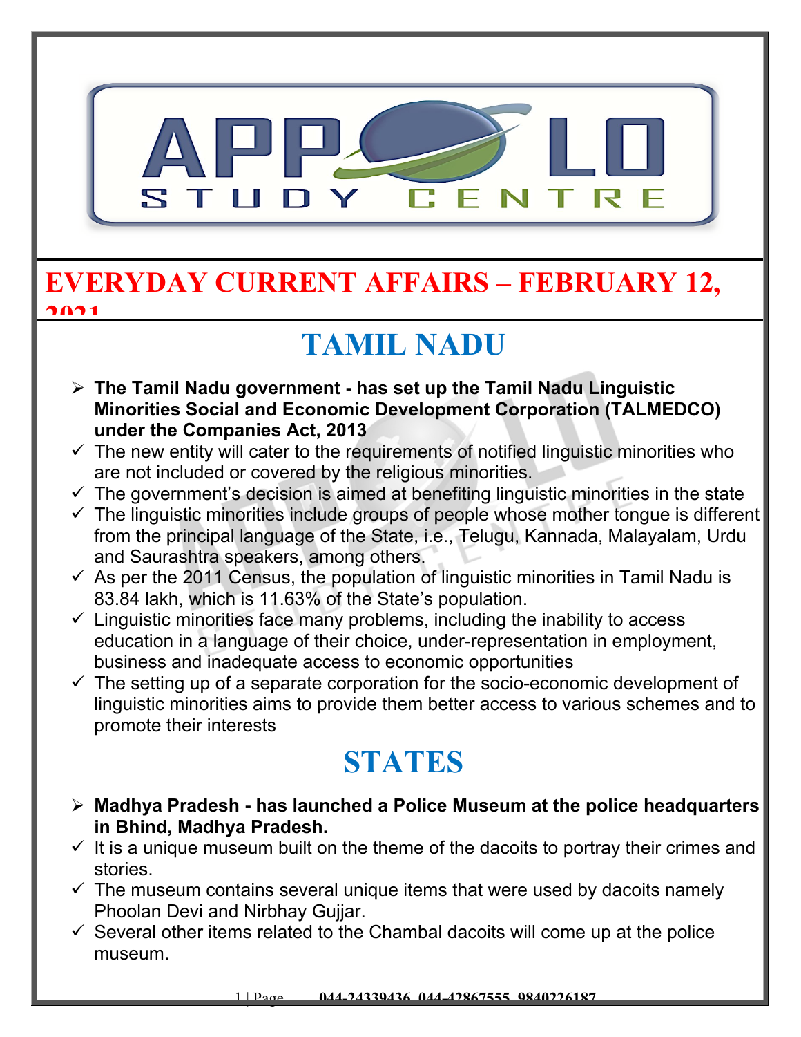# EVERYDAY CURRENT AFFAIRS – FEBRUARY 12, 2021

## TAMIL NADU

- **The Tamil Nadu government - has set up the Tamil Nadu Linguistic Minorities Social and Economic Development Corporation (TALMEDCO) under the Companies Act, 2013**
  - ✓ The new entity will cater to the requirements of notified linguistic minorities who are not included or covered by the religious minorities.
  - ✓ The government's decision is aimed at benefiting linguistic minorities in the state
  - ✓ The linguistic minorities include groups of people whose mother tongue is different from the principal language of the State, i.e., Telugu, Kannada, Malayalam, Urdu and Saurashtra speakers, among others.
  - ✓ As per the 2011 Census, the population of linguistic minorities in Tamil Nadu is 83.84 lakh, which is 11.63% of the State's population.
  - ✓ Linguistic minorities face many problems, including the inability to access education in a language of their choice, under-representation in employment, business and inadequate access to economic opportunities
  - ✓ The setting up of a separate corporation for the socio-economic development of linguistic minorities aims to provide them better access to various schemes and to promote their interests

## STATES

- **Madhya Pradesh - has launched a Police Museum at the police headquarters in Bhind, Madhya Pradesh.**
  - ✓ It is a unique museum built on the theme of the dacoits to portray their crimes and stories.
  - ✓ The museum contains several unique items that were used by dacoits namely Phoolan Devi and Nirbhay Gujjar.
  - ✓ Several other items related to the Chambal dacoits will come up at the police museum.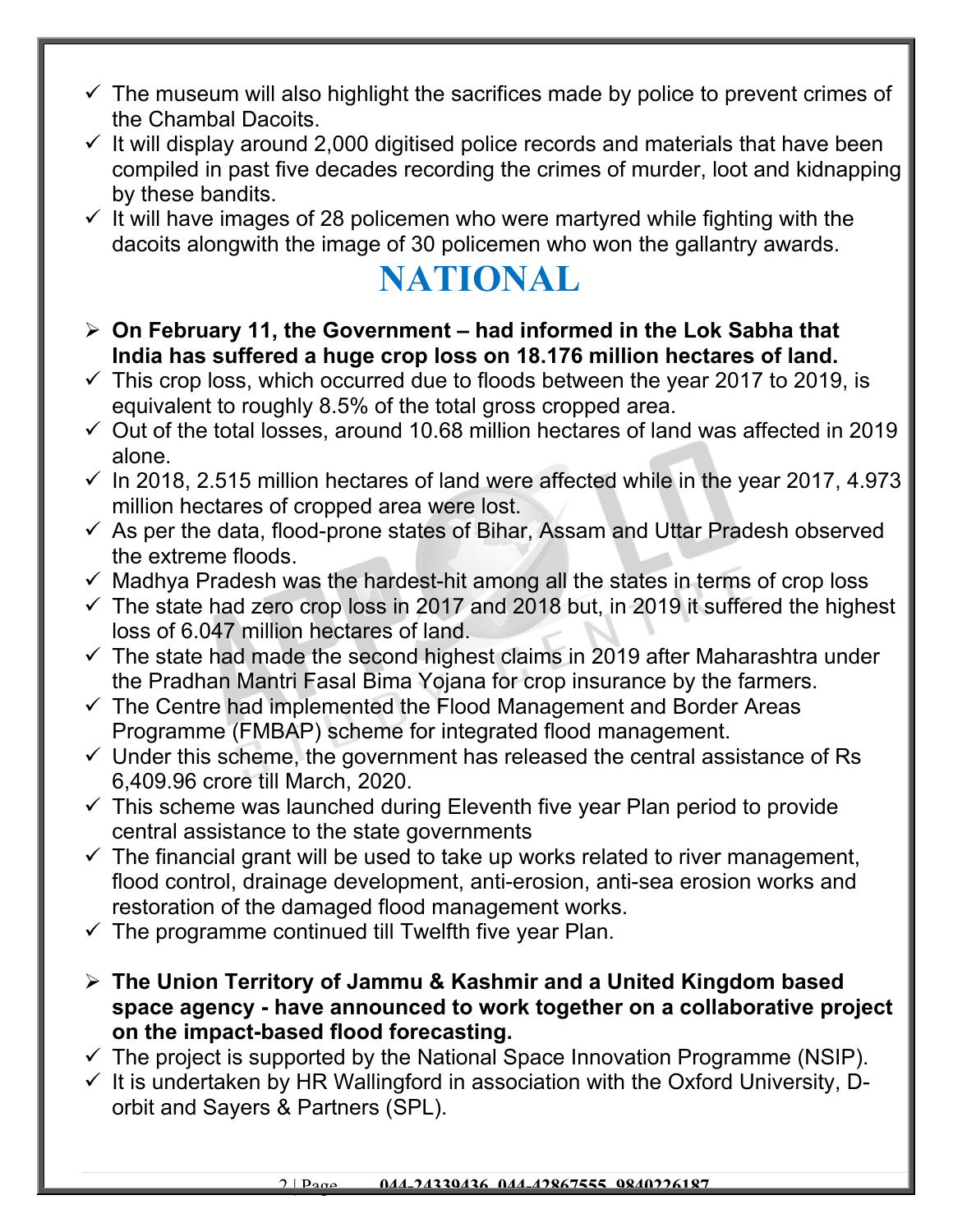- ✓ The museum will also highlight the sacrifices made by police to prevent crimes of the Chambal Dacoits.
- ✓ It will display around 2,000 digitised police records and materials that have been compiled in past five decades recording the crimes of murder, loot and kidnapping by these bandits.
- ✓ It will have images of 28 policemen who were martyred while fighting with the dacoits alongwith the image of 30 policemen who won the gallantry awards.

# NATIONAL

- ➢ **On February 11, the Government – had informed in the Lok Sabha that India has suffered a huge crop loss on 18.176 million hectares of land.**
- ✓ This crop loss, which occurred due to floods between the year 2017 to 2019, is equivalent to roughly 8.5% of the total gross cropped area.
- ✓ Out of the total losses, around 10.68 million hectares of land was affected in 2019 alone.
- ✓ In 2018, 2.515 million hectares of land were affected while in the year 2017, 4.973 million hectares of cropped area were lost.
- ✓ As per the data, flood-prone states of Bihar, Assam and Uttar Pradesh observed the extreme floods.
- ✓ Madhya Pradesh was the hardest-hit among all the states in terms of crop loss
- ✓ The state had zero crop loss in 2017 and 2018 but, in 2019 it suffered the highest loss of 6.047 million hectares of land.
- ✓ The state had made the second highest claims in 2019 after Maharashtra under the Pradhan Mantri Fasal Bima Yojana for crop insurance by the farmers.
- ✓ The Centre had implemented the Flood Management and Border Areas Programme (FMBAP) scheme for integrated flood management.
- ✓ Under this scheme, the government has released the central assistance of Rs 6,409.96 crore till March, 2020.
- ✓ This scheme was launched during Eleventh five year Plan period to provide central assistance to the state governments
- ✓ The financial grant will be used to take up works related to river management, flood control, drainage development, anti-erosion, anti-sea erosion works and restoration of the damaged flood management works.
- ✓ The programme continued till Twelfth five year Plan.

- ➢ **The Union Territory of Jammu & Kashmir and a United Kingdom based space agency - have announced to work together on a collaborative project on the impact-based flood forecasting.**
- ✓ The project is supported by the National Space Innovation Programme (NSIP).
- ✓ It is undertaken by HR Wallingford in association with the Oxford University, D-orbit and Sayers & Partners (SPL).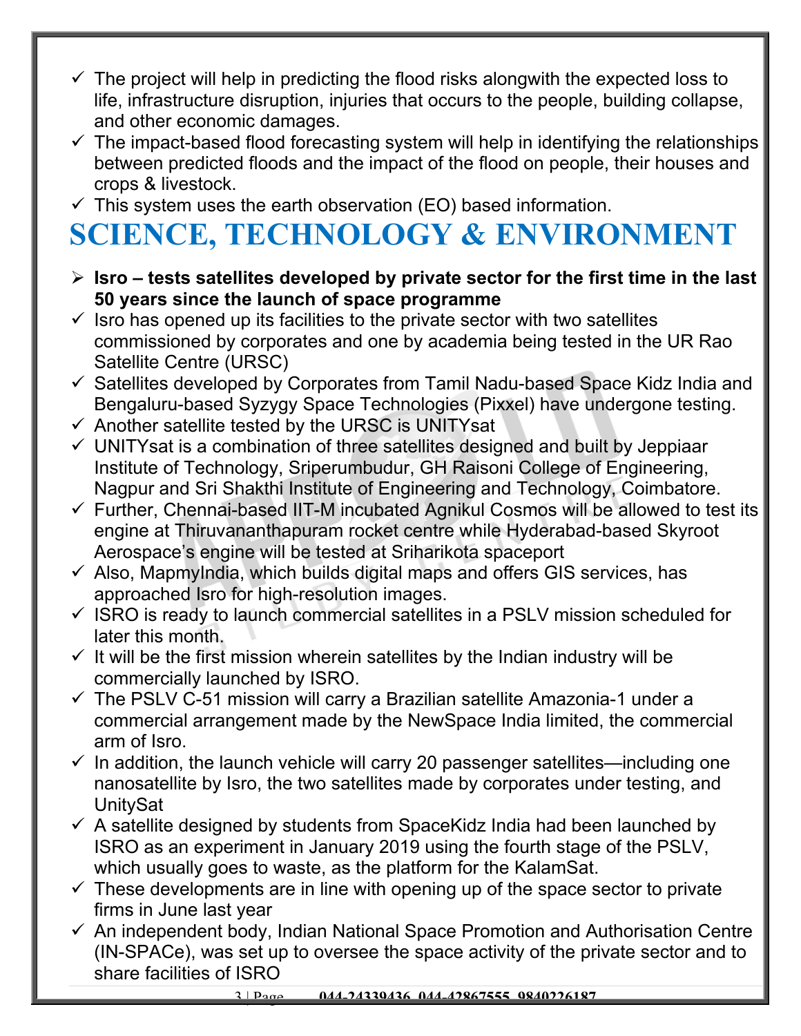- ✓ The project will help in predicting the flood risks alongwith the expected loss to life, infrastructure disruption, injuries that occurs to the people, building collapse, and other economic damages.
- ✓ The impact-based flood forecasting system will help in identifying the relationships between predicted floods and the impact of the flood on people, their houses and crops & livestock.
- ✓ This system uses the earth observation (EO) based information.

# SCIENCE, TECHNOLOGY & ENVIRONMENT

- ➢ **Isro – tests satellites developed by private sector for the first time in the last 50 years since the launch of space programme**
- ✓ Isro has opened up its facilities to the private sector with two satellites commissioned by corporates and one by academia being tested in the UR Rao Satellite Centre (URSC)
- ✓ Satellites developed by Corporates from Tamil Nadu-based Space Kidz India and Bengaluru-based Syzygy Space Technologies (Pixxel) have undergone testing.
- ✓ Another satellite tested by the URSC is UNITYsat
- ✓ UNITYsat is a combination of three satellites designed and built by Jeppiaar Institute of Technology, Sriperumbudur, GH Raisoni College of Engineering, Nagpur and Sri Shakthi Institute of Engineering and Technology, Coimbatore.
- ✓ Further, Chennai-based IIT-M incubated Agnikul Cosmos will be allowed to test its engine at Thiruvananthapuram rocket centre while Hyderabad-based Skyroot Aerospace's engine will be tested at Sriharikota spaceport
- ✓ Also, MapmyIndia, which builds digital maps and offers GIS services, has approached Isro for high-resolution images.
- ✓ ISRO is ready to launch commercial satellites in a PSLV mission scheduled for later this month.
- ✓ It will be the first mission wherein satellites by the Indian industry will be commercially launched by ISRO.
- ✓ The PSLV C-51 mission will carry a Brazilian satellite Amazonia-1 under a commercial arrangement made by the NewSpace India limited, the commercial arm of Isro.
- ✓ In addition, the launch vehicle will carry 20 passenger satellites—including one nanosatellite by Isro, the two satellites made by corporates under testing, and UnitySat
- ✓ A satellite designed by students from SpaceKidz India had been launched by ISRO as an experiment in January 2019 using the fourth stage of the PSLV, which usually goes to waste, as the platform for the KalamSat.
- ✓ These developments are in line with opening up of the space sector to private firms in June last year
- ✓ An independent body, Indian National Space Promotion and Authorisation Centre (IN-SPACe), was set up to oversee the space activity of the private sector and to share facilities of ISRO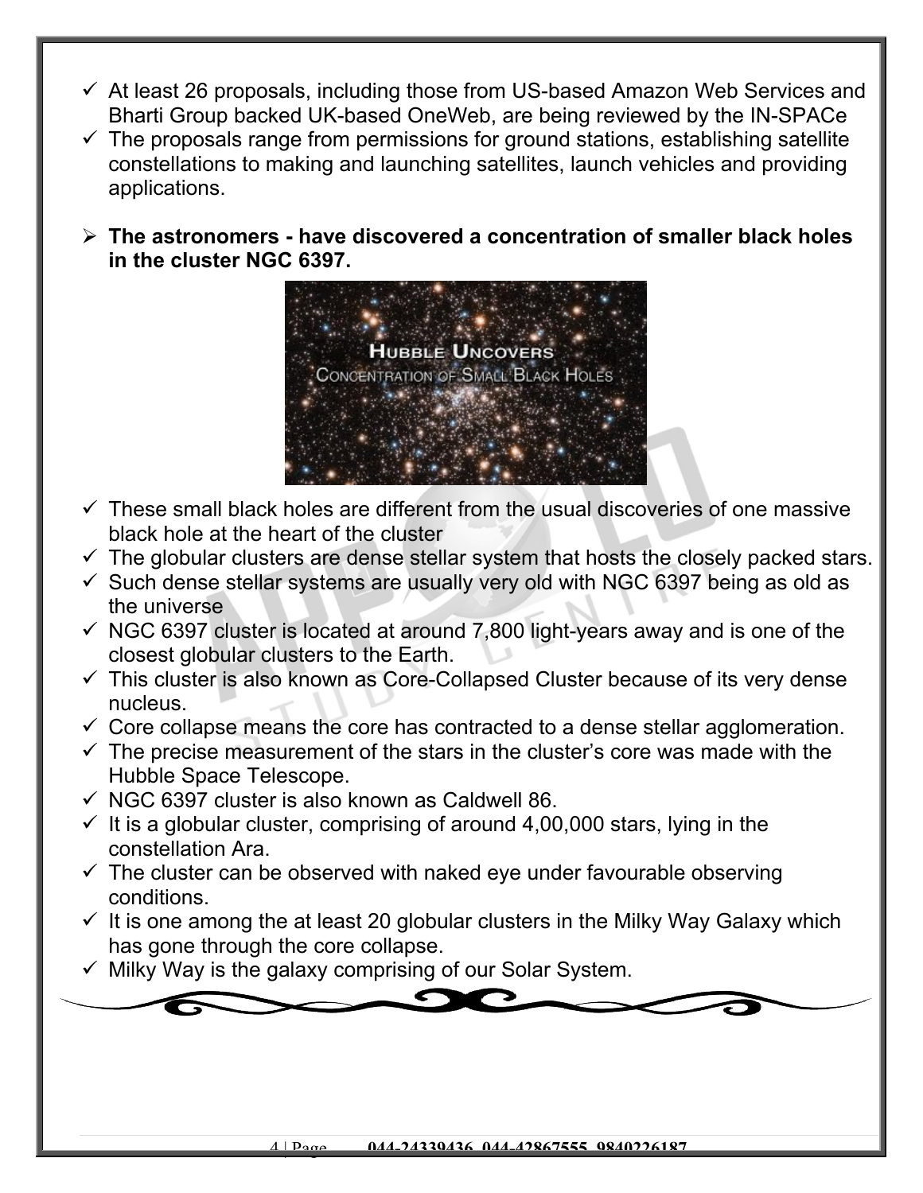- At least 26 proposals, including those from US-based Amazon Web Services and Bharti Group backed UK-based OneWeb, are being reviewed by the IN-SPACe
- The proposals range from permissions for ground stations, establishing satellite constellations to making and launching satellites, launch vehicles and providing applications.

- **The astronomers - have discovered a concentration of smaller black holes in the cluster NGC 6397.**

- These small black holes are different from the usual discoveries of one massive black hole at the heart of the cluster
- The globular clusters are dense stellar system that hosts the closely packed stars.
- Such dense stellar systems are usually very old with NGC 6397 being as old as the universe
- NGC 6397 cluster is located at around 7,800 light-years away and is one of the closest globular clusters to the Earth.
- This cluster is also known as Core-Collapsed Cluster because of its very dense nucleus.
- Core collapse means the core has contracted to a dense stellar agglomeration.
- The precise measurement of the stars in the cluster's core was made with the Hubble Space Telescope.
- NGC 6397 cluster is also known as Caldwell 86.
- It is a globular cluster, comprising of around 4,00,000 stars, lying in the constellation Ara.
- The cluster can be observed with naked eye under favourable observing conditions.
- It is one among the at least 20 globular clusters in the Milky Way Galaxy which has gone through the core collapse.
- Milky Way is the galaxy comprising of our Solar System.